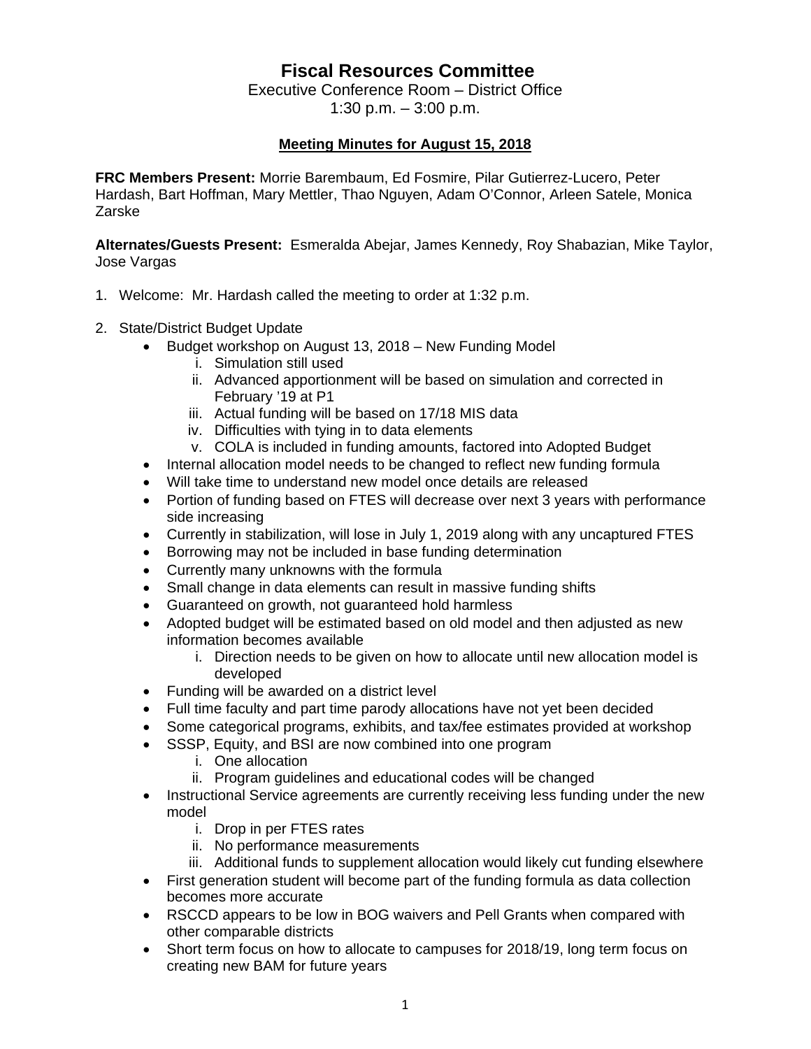# Fiscal Resources Committee

Executive Conference Room – District Office
1:30 p.m. – 3:00 p.m.

## Meeting Minutes for August 15, 2018

**FRC Members Present:** Morrie Barembaum, Ed Fosmire, Pilar Gutierrez-Lucero, Peter Hardash, Bart Hoffman, Mary Mettler, Thao Nguyen, Adam O'Connor, Arleen Satele, Monica Zarske

**Alternates/Guests Present:** Esmeralda Abejar, James Kennedy, Roy Shabazian, Mike Taylor, Jose Vargas

1. Welcome: Mr. Hardash called the meeting to order at 1:32 p.m.

2. State/District Budget Update
   - Budget workshop on August 13, 2018 – New Funding Model
     i. Simulation still used
     ii. Advanced apportionment will be based on simulation and corrected in February '19 at P1
     iii. Actual funding will be based on 17/18 MIS data
     iv. Difficulties with tying in to data elements
     v. COLA is included in funding amounts, factored into Adopted Budget
   - Internal allocation model needs to be changed to reflect new funding formula
   - Will take time to understand new model once details are released
   - Portion of funding based on FTES will decrease over next 3 years with performance side increasing
   - Currently in stabilization, will lose in July 1, 2019 along with any uncaptured FTES
   - Borrowing may not be included in base funding determination
   - Currently many unknowns with the formula
   - Small change in data elements can result in massive funding shifts
   - Guaranteed on growth, not guaranteed hold harmless
   - Adopted budget will be estimated based on old model and then adjusted as new information becomes available
     i. Direction needs to be given on how to allocate until new allocation model is developed
   - Funding will be awarded on a district level
   - Full time faculty and part time parody allocations have not yet been decided
   - Some categorical programs, exhibits, and tax/fee estimates provided at workshop
   - SSSP, Equity, and BSI are now combined into one program
     i. One allocation
     ii. Program guidelines and educational codes will be changed
   - Instructional Service agreements are currently receiving less funding under the new model
     i. Drop in per FTES rates
     ii. No performance measurements
     iii. Additional funds to supplement allocation would likely cut funding elsewhere
   - First generation student will become part of the funding formula as data collection becomes more accurate
   - RSCCD appears to be low in BOG waivers and Pell Grants when compared with other comparable districts
   - Short term focus on how to allocate to campuses for 2018/19, long term focus on creating new BAM for future years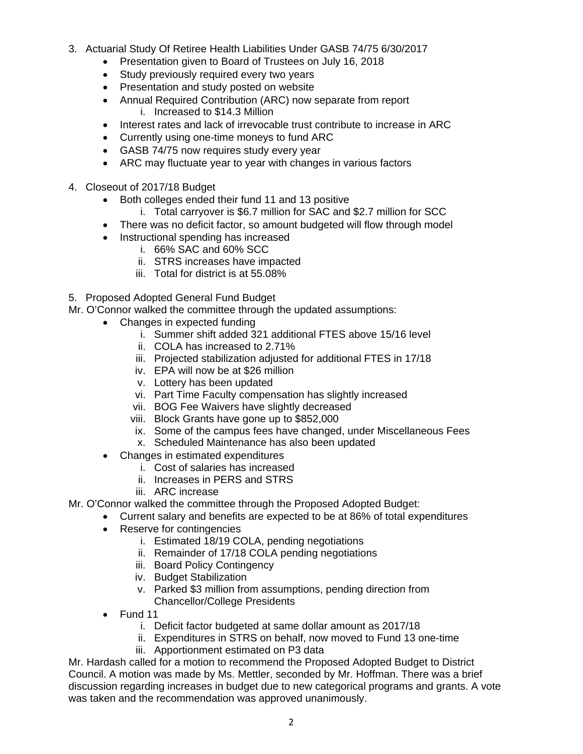3. Actuarial Study Of Retiree Health Liabilities Under GASB 74/75 6/30/2017
    - Presentation given to Board of Trustees on July 16, 2018
    - Study previously required every two years
    - Presentation and study posted on website
    - Annual Required Contribution (ARC) now separate from report
        i. Increased to $14.3 Million
    - Interest rates and lack of irrevocable trust contribute to increase in ARC
    - Currently using one-time moneys to fund ARC
    - GASB 74/75 now requires study every year
    - ARC may fluctuate year to year with changes in various factors

4. Closeout of 2017/18 Budget
    - Both colleges ended their fund 11 and 13 positive
        i. Total carryover is $6.7 million for SAC and $2.7 million for SCC
    - There was no deficit factor, so amount budgeted will flow through model
    - Instructional spending has increased
        i. 66% SAC and 60% SCC
        ii. STRS increases have impacted
        iii. Total for district is at 55.08%

5. Proposed Adopted General Fund Budget

Mr. O'Connor walked the committee through the updated assumptions:

- Changes in expected funding
    i. Summer shift added 321 additional FTES above 15/16 level
    ii. COLA has increased to 2.71%
    iii. Projected stabilization adjusted for additional FTES in 17/18
    iv. EPA will now be at $26 million
    v. Lottery has been updated
    vi. Part Time Faculty compensation has slightly increased
    vii. BOG Fee Waivers have slightly decreased
    viii. Block Grants have gone up to $852,000
    ix. Some of the campus fees have changed, under Miscellaneous Fees
    x. Scheduled Maintenance has also been updated
- Changes in estimated expenditures
    i. Cost of salaries has increased
    ii. Increases in PERS and STRS
    iii. ARC increase

Mr. O'Connor walked the committee through the Proposed Adopted Budget:

- Current salary and benefits are expected to be at 86% of total expenditures
- Reserve for contingencies
    i. Estimated 18/19 COLA, pending negotiations
    ii. Remainder of 17/18 COLA pending negotiations
    iii. Board Policy Contingency
    iv. Budget Stabilization
    v. Parked $3 million from assumptions, pending direction from Chancellor/College Presidents
- Fund 11
    i. Deficit factor budgeted at same dollar amount as 2017/18
    ii. Expenditures in STRS on behalf, now moved to Fund 13 one-time
    iii. Apportionment estimated on P3 data

Mr. Hardash called for a motion to recommend the Proposed Adopted Budget to District Council. A motion was made by Ms. Mettler, seconded by Mr. Hoffman. There was a brief discussion regarding increases in budget due to new categorical programs and grants. A vote was taken and the recommendation was approved unanimously.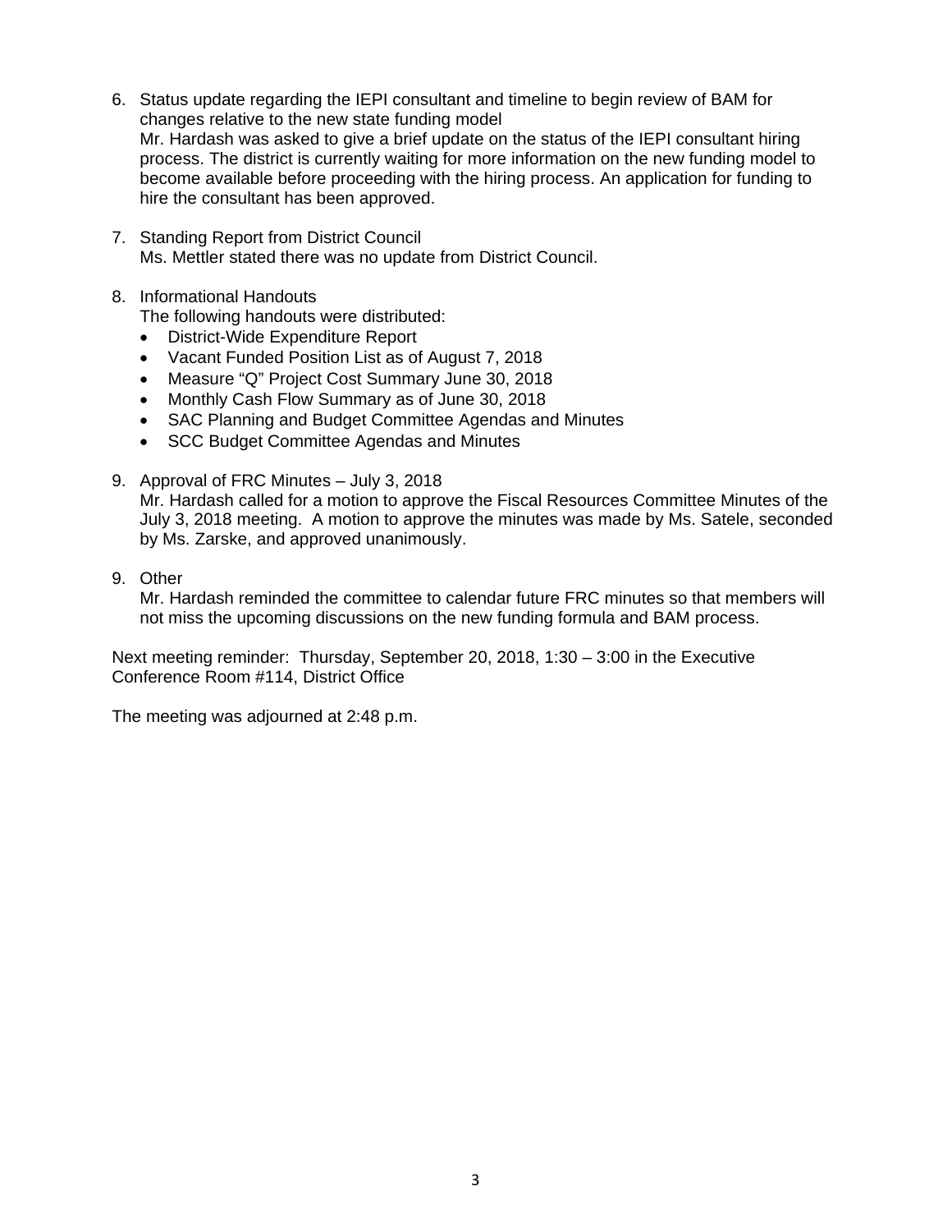6. Status update regarding the IEPI consultant and timeline to begin review of BAM for changes relative to the new state funding model
   Mr. Hardash was asked to give a brief update on the status of the IEPI consultant hiring process. The district is currently waiting for more information on the new funding model to become available before proceeding with the hiring process. An application for funding to hire the consultant has been approved.

7. Standing Report from District Council
   Ms. Mettler stated there was no update from District Council.

8. Informational Handouts
   The following handouts were distributed:
   - District-Wide Expenditure Report
   - Vacant Funded Position List as of August 7, 2018
   - Measure "Q" Project Cost Summary June 30, 2018
   - Monthly Cash Flow Summary as of June 30, 2018
   - SAC Planning and Budget Committee Agendas and Minutes
   - SCC Budget Committee Agendas and Minutes

9. Approval of FRC Minutes – July 3, 2018
   Mr. Hardash called for a motion to approve the Fiscal Resources Committee Minutes of the July 3, 2018 meeting. A motion to approve the minutes was made by Ms. Satele, seconded by Ms. Zarske, and approved unanimously.

9. Other
   Mr. Hardash reminded the committee to calendar future FRC minutes so that members will not miss the upcoming discussions on the new funding formula and BAM process.

Next meeting reminder: Thursday, September 20, 2018, 1:30 – 3:00 in the Executive Conference Room #114, District Office

The meeting was adjourned at 2:48 p.m.